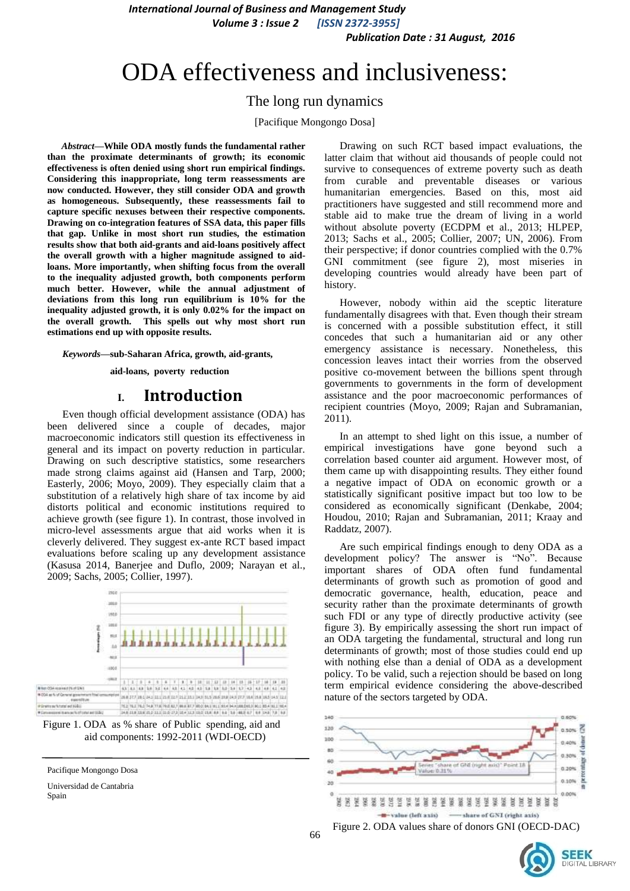# ODA effectiveness and inclusiveness:

## The long run dynamics

[Pacifique Mongongo Dosa]

***Abstract*—While ODA mostly funds the fundamental rather than the proximate determinants of growth; its economic effectiveness is often denied using short run empirical findings. Considering this inappropriate, long term reassessments are now conducted. However, they still consider ODA and growth as homogeneous. Subsequently, these reassessments fail to capture specific nexuses between their respective components. Drawing on co-integration features of SSA data, this paper fills that gap. Unlike in most short run studies, the estimation results show that both aid-grants and aid-loans positively affect the overall growth with a higher magnitude assigned to aid-loans. More importantly, when shifting focus from the overall to the inequality adjusted growth, both components perform much better. However, while the annual adjustment of deviations from this long run equilibrium is 10% for the inequality adjusted growth, it is only 0.02% for the impact on the overall growth. This spells out why most short run estimations end up with opposite results.**

***Keywords*—sub-Saharan Africa, growth, aid-grants, aid-loans, poverty reduction**

## I. Introduction

Even though official development assistance (ODA) has been delivered since a couple of decades, major macroeconomic indicators still question its effectiveness in general and its impact on poverty reduction in particular. Drawing on such descriptive statistics, some researchers made strong claims against aid (Hansen and Tarp, 2000; Easterly, 2006; Moyo, 2009). They especially claim that a substitution of a relatively high share of tax income by aid distorts political and economic institutions required to achieve growth (see figure 1). In contrast, those involved in micro-level assessments argue that aid works when it is cleverly delivered. They suggest ex-ante RCT based impact evaluations before scaling up any development assistance (Kasusa 2014, Banerjee and Duflo, 2009; Narayan et al., 2009; Sachs, 2005; Collier, 1997).

Figure 1. ODA as % share of Public spending, aid and aid components: 1992-2011 (WDI-OECD)

Drawing on such RCT based impact evaluations, the latter claim that without aid thousands of people could not survive to consequences of extreme poverty such as death from curable and preventable diseases or various humanitarian emergencies. Based on this, most aid practitioners have suggested and still recommend more and stable aid to make true the dream of living in a world without absolute poverty (ECDPM et al., 2013; HLPEP, 2013; Sachs et al., 2005; Collier, 2007; UN, 2006). From their perspective; if donor countries complied with the 0.7% GNI commitment (see figure 2), most miseries in developing countries would already have been part of history.

However, nobody within aid the sceptic literature fundamentally disagrees with that. Even though their stream is concerned with a possible substitution effect, it still concedes that such a humanitarian aid or any other emergency assistance is necessary. Nonetheless, this concession leaves intact their worries from the observed positive co-movement between the billions spent through governments to governments in the form of development assistance and the poor macroeconomic performances of recipient countries (Moyo, 2009; Rajan and Subramanian, 2011).

In an attempt to shed light on this issue, a number of empirical investigations have gone beyond such a correlation based counter aid argument. However most, of them came up with disappointing results. They either found a negative impact of ODA on economic growth or a statistically significant positive impact but too low to be considered as economically significant (Denkabe, 2004; Houdou, 2010; Rajan and Subramanian, 2011; Kraay and Raddatz, 2007).

Are such empirical findings enough to deny ODA as a development policy? The answer is "No". Because important shares of ODA often fund fundamental determinants of growth such as promotion of good and democratic governance, health, education, peace and security rather than the proximate determinants of growth such FDI or any type of directly productive activity (see figure 3). By empirically assessing the short run impact of an ODA targeting the fundamental, structural and long run determinants of growth; most of those studies could end up with nothing else than a denial of ODA as a development policy. To be valid, such a rejection should be based on long term empirical evidence considering the above-described nature of the sectors targeted by ODA.

Figure 2. ODA values share of donors GNI (OECD-DAC)

---

Pacifique Mongongo Dosa

Universidad de Cantabria
Spain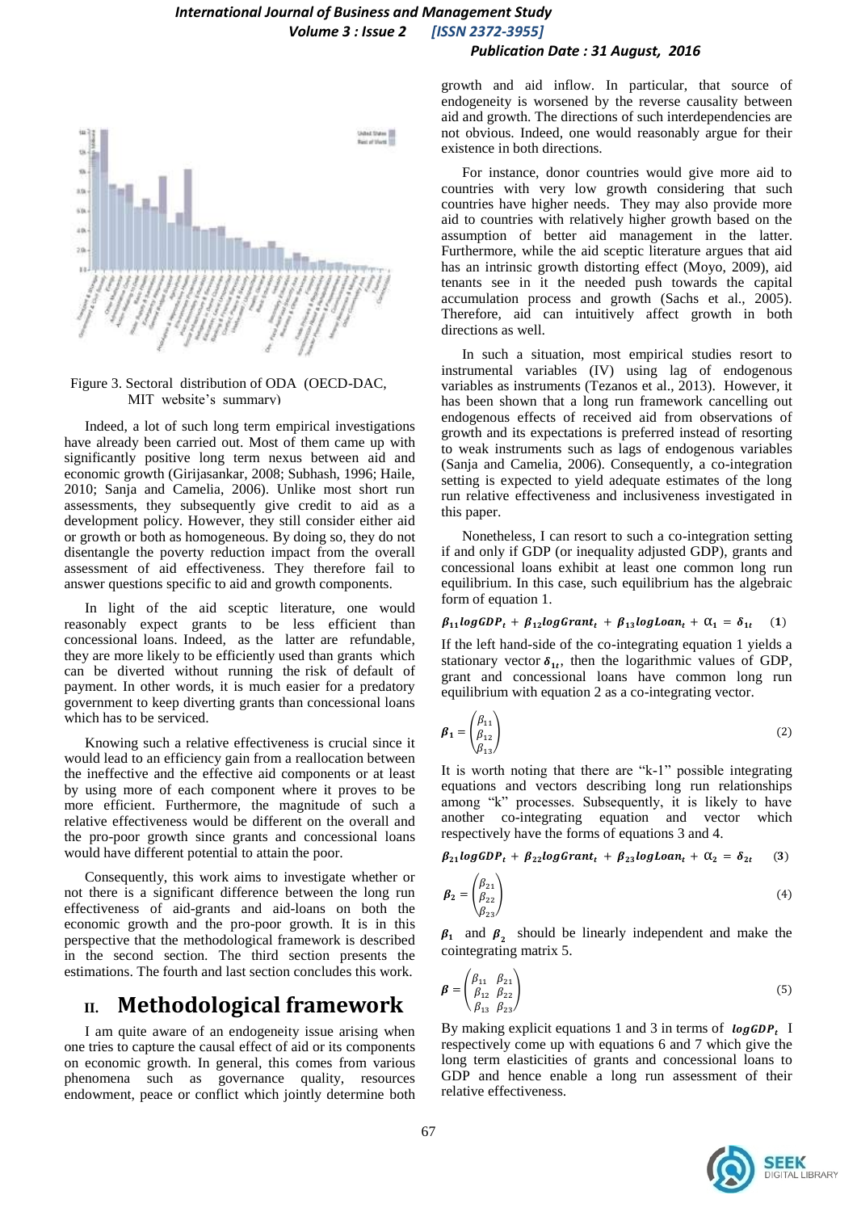Figure 3. Sectoral distribution of ODA (OECD-DAC, MIT website's summary)

Indeed, a lot of such long term empirical investigations have already been carried out. Most of them came up with significantly positive long term nexus between aid and economic growth (Girijasankar, 2008; Subhash, 1996; Haile, 2010; Sanja and Camelia, 2006). Unlike most short run assessments, they subsequently give credit to aid as a development policy. However, they still consider either aid or growth or both as homogeneous. By doing so, they do not disentangle the poverty reduction impact from the overall assessment of aid effectiveness. They therefore fail to answer questions specific to aid and growth components.

In light of the aid sceptic literature, one would reasonably expect grants to be less efficient than concessional loans. Indeed, as the latter are refundable, they are more likely to be efficiently used than grants which can be diverted without running the risk of default of payment. In other words, it is much easier for a predatory government to keep diverting grants than concessional loans which has to be serviced.

Knowing such a relative effectiveness is crucial since it would lead to an efficiency gain from a reallocation between the ineffective and the effective aid components or at least by using more of each component where it proves to be more efficient. Furthermore, the magnitude of such a relative effectiveness would be different on the overall and the pro-poor growth since grants and concessional loans would have different potential to attain the poor.

Consequently, this work aims to investigate whether or not there is a significant difference between the long run effectiveness of aid-grants and aid-loans on both the economic growth and the pro-poor growth. It is in this perspective that the methodological framework is described in the second section. The third section presents the estimations. The fourth and last section concludes this work.

## II. Methodological framework

I am quite aware of an endogeneity issue arising when one tries to capture the causal effect of aid or its components on economic growth. In general, this comes from various phenomena such as governance quality, resources endowment, peace or conflict which jointly determine both growth and aid inflow. In particular, that source of endogeneity is worsened by the reverse causality between aid and growth. The directions of such interdependencies are not obvious. Indeed, one would reasonably argue for their existence in both directions.

For instance, donor countries would give more aid to countries with very low growth considering that such countries have higher needs. They may also provide more aid to countries with relatively higher growth based on the assumption of better aid management in the latter. Furthermore, while the aid sceptic literature argues that aid has an intrinsic growth distorting effect (Moyo, 2009), aid tenants see in it the needed push towards the capital accumulation process and growth (Sachs et al., 2005). Therefore, aid can intuitively affect growth in both directions as well.

In such a situation, most empirical studies resort to instrumental variables (IV) using lag of endogenous variables as instruments (Tezanos et al., 2013). However, it has been shown that a long run framework cancelling out endogenous effects of received aid from observations of growth and its expectations is preferred instead of resorting to weak instruments such as lags of endogenous variables (Sanja and Camelia, 2006). Consequently, a co-integration setting is expected to yield adequate estimates of the long run relative effectiveness and inclusiveness investigated in this paper.

Nonetheless, I can resort to such a co-integration setting if and only if GDP (or inequality adjusted GDP), grants and concessional loans exhibit at least one common long run equilibrium. In this case, such equilibrium has the algebraic form of equation 1.

$$\beta_{11} logGDP_t + \beta_{12} logGrant_t + \beta_{13} logLoan_t + \alpha_1 = \delta_{1t} \quad (1)$$

If the left hand-side of the co-integrating equation 1 yields a stationary vector $\delta_{1t}$, then the logarithmic values of GDP, grant and concessional loans have common long run equilibrium with equation 2 as a co-integrating vector.

$$\beta_1 = \begin{pmatrix} \beta_{11} \\ \beta_{12} \\ \beta_{13} \end{pmatrix} \quad (2)$$

It is worth noting that there are "k-1" possible integrating equations and vectors describing long run relationships among "k" processes. Subsequently, it is likely to have another co-integrating equation and vector which respectively have the forms of equations 3 and 4.

$$\beta_{21} logGDP_t + \beta_{22} logGrant_t + \beta_{23} logLoan_t + \alpha_2 = \delta_{2t} \quad (3)$$

$$\beta_2 = \begin{pmatrix} \beta_{21} \\ \beta_{22} \\ \beta_{23} \end{pmatrix} \quad (4)$$

$\beta_1$ and $\beta_2$ should be linearly independent and make the cointegrating matrix 5.

$$\beta = \begin{pmatrix} \beta_{11} & \beta_{21} \\ \beta_{12} & \beta_{22} \\ \beta_{13} & \beta_{23} \end{pmatrix} \quad (5)$$

By making explicit equations 1 and 3 in terms of $logGDP_t$ I respectively come up with equations 6 and 7 which give the long term elasticities of grants and concessional loans to GDP and hence enable a long run assessment of their relative effectiveness.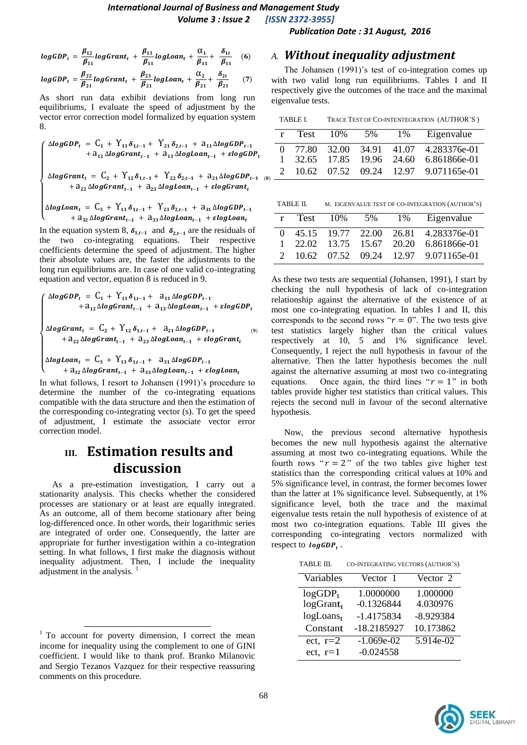$$logGDP_t = \frac{\beta_{12}}{\beta_{11}} logGrant_t + \frac{\beta_{13}}{\beta_{11}} logLoan_t + \frac{\alpha_1}{\beta_{11}} + \frac{\delta_{1t}}{\beta_{11}} \quad (6)$$

$$logGDP_t = \frac{\beta_{22}}{\beta_{21}} logGrant_t + \frac{\beta_{23}}{\beta_{21}} logLoan_t + \frac{\alpha_2}{\beta_{21}} + \frac{\delta_{2t}}{\beta_{21}} \quad (7)$$

As short run data exhibit deviations from long run equilibriums, I evaluate the speed of adjustment by the vector error correction model formalized by equation system 8.

$$\begin{cases} \Delta logGDP_t = C_1 + \Upsilon_{11}\delta_{1,t-1} + \Upsilon_{21}\delta_{2,t-1} + a_{11}\Delta logGDP_{t-1} \\ \qquad + a_{12}\Delta logGrant_{t-1} + a_{13}\Delta logLoan_{t-1} + \varepsilon logGDP_t \\ \Delta logGrant_t = C_2 + \Upsilon_{12}\delta_{1,t-1} + \Upsilon_{22}\delta_{2,t-1} + a_{21}\Delta logGDP_{t-1} \\ \qquad + a_{22}\Delta logGrant_{t-1} + a_{23}\Delta logLoan_{t-1} + \varepsilon logGrant_t \\ \Delta logLoan_t = C_3 + \Upsilon_{13}\delta_{1,t-1} + \Upsilon_{23}\delta_{2,t-1} + a_{31}\Delta logGDP_{t-1} \\ \qquad + a_{32}\Delta logGrant_{t-1} + a_{33}\Delta logLoan_{t-1} + \varepsilon logLoan_t \end{cases} \quad (8)$$

In the equation system 8, $\delta_{1,t-1}$ and $\delta_{2,t-1}$ are the residuals of the two co-integrating equations. Their respective coefficients determine the speed of adjustment. The higher their absolute values are, the faster the adjustments to the long run equilibriums are. In case of one valid co-integrating equation and vector, equation 8 is reduced in 9.

$$\begin{cases} \Delta logGDP_t = C_1 + \Upsilon_{11}\delta_{1,t-1} + a_{11}\Delta logGDP_{t-1} \\ \qquad + a_{12}\Delta logGrant_{t-1} + a_{13}\Delta logLoan_{t-1} + \varepsilon logGDP_t \\ \Delta logGrant_t = C_2 + \Upsilon_{12}\delta_{1,t-1} + a_{21}\Delta logGDP_{t-1} \\ \qquad + a_{22}\Delta logGrant_{t-1} + a_{23}\Delta logLoan_{t-1} + \varepsilon logGrant_t \\ \Delta logLoan_t = C_3 + \Upsilon_{13}\delta_{1,t-1} + a_{31}\Delta logGDP_{t-1} \\ \qquad + a_{32}\Delta logGrant_{t-1} + a_{33}\Delta logLoan_{t-1} + \varepsilon logLoan_t \end{cases} \quad (9)$$

In what follows, I resort to Johansen (1991)'s procedure to determine the number of the co-integrating equations compatible with the data structure and then the estimation of the corresponding co-integrating vector (s). To get the speed of adjustment, I estimate the associate vector error correction model.

## III. Estimation results and discussion

As a pre-estimation investigation, I carry out a stationarity analysis. This checks whether the considered processes are stationary or at least are equally integrated. As an outcome, all of them become stationary after being log-differenced once. In other words, their logarithmic series are integrated of order one. Consequently, the latter are appropriate for further investigation within a co-integration setting. In what follows, I first make the diagnosis without inequality adjustment. Then, I include the inequality adjustment in the analysis. [1]

### A. *Without inequality adjustment*

The Johansen (1991)'s test of co-integration comes up with two valid long run equilibriums. Tables I and II respectively give the outcomes of the trace and the maximal eigenvalue tests.

TABLE I. TRACE TEST OF CO-INTENTEGRATION (AUTHOR'S)

| r | Test | 10% | 5% | 1% | Eigenvalue |
|---|---|---|---|---|---|
| 0 | 77.80 | 32.00 | 34.91 | 41.07 | 4.283376e-01 |
| 1 | 32.65 | 17.85 | 19.96 | 24.60 | 6.861866e-01 |
| 2 | 10.62 | 07.52 | 09.24 | 12.97 | 9.071165e-01 |

TABLE II. M. EIGENVALUE TEST OF CO-INTEGRATION (AUTHOR'S)

| r | Test | 10% | 5% | 1% | Eigenvalue |
|---|---|---|---|---|---|
| 0 | 45.15 | 19.77 | 22.00 | 26.81 | 4.283376e-01 |
| 1 | 22.02 | 13.75 | 15.67 | 20.20 | 6.861866e-01 |
| 2 | 10.62 | 07.52 | 09.24 | 12.97 | 9.071165e-01 |

As these two tests are sequential (Johansen, 1991), I start by checking the null hypothesis of lack of co-integration relationship against the alternative of the existence of at most one co-integrating equation. In tables I and II, this corresponds to the second rows "$r = 0$". The two tests give test statistics largely higher than the critical values respectively at 10, 5 and 1% significance level. Consequently, I reject the null hypothesis in favour of the alternative. Then the latter hypothesis becomes the null against the alternative assuming at most two co-integrating equations. Once again, the third lines "$r = 1$" in both tables provide higher test statistics than critical values. This rejects the second null in favour of the second alternative hypothesis.

Now, the previous second alternative hypothesis becomes the new null hypothesis against the alternative assuming at most two co-integrating equations. While the fourth rows "$r = 2$" of the two tables give higher test statistics than the corresponding critical values at 10% and 5% significance level, in contrast, the former becomes lower than the latter at 1% significance level. Subsequently, at 1% significance level, both the trace and the maximal eigenvalue tests retain the null hypothesis of existence of at most two co-integration equations. Table III gives the corresponding co-integrating vectors normalized with respect to $logGDP_t$.

TABLE III. CO-INTEGRATING VECTORS (AUTHOR'S)

| Variables | Vector 1 | Vector 2 |
|---|---|---|
| $logGDP_t$ | 1.0000000 | 1.000000 |
| $logGrant_t$ | -0.1326844 | 4.030976 |
| $logLoans_t$ | -1.4175834 | -8.929384 |
| Constant | -18.2185927 | 10.173862 |
| ect, r=2 | -1.069e-02 | 5.914e-02 |
| ect, r=1 | -0.024558 | |

[1] To account for poverty dimension, I correct the mean income for inequality using the complement to one of GINI coefficient. I would like to thank prof. Branko Milanovic and Sergio Tezanos Vazquez for their respective reassuring comments on this procedure.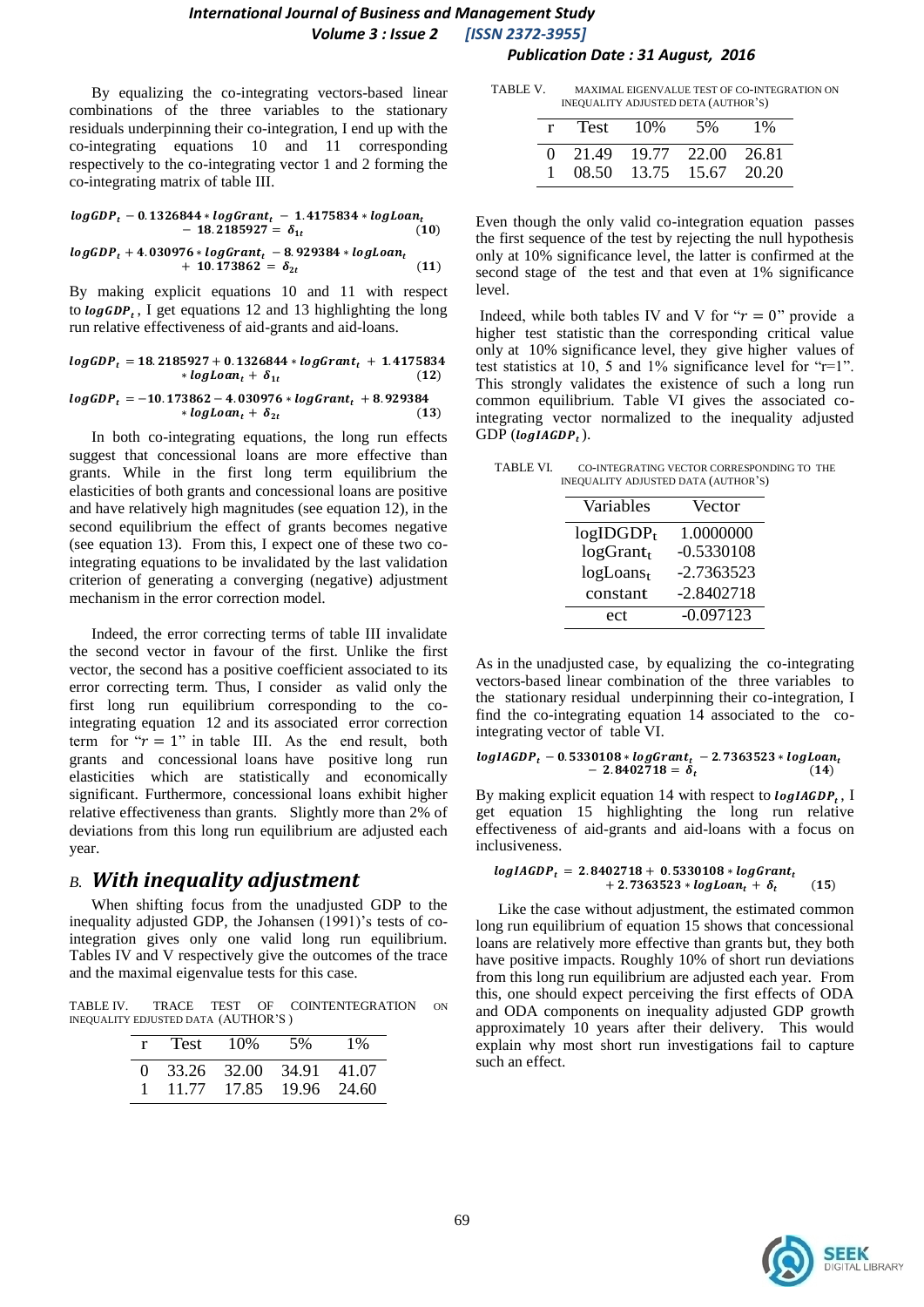By equalizing the co-integrating vectors-based linear combinations of the three variables to the stationary residuals underpinning their co-integration, I end up with the co-integrating equations 10 and 11 corresponding respectively to the co-integrating vector 1 and 2 forming the co-integrating matrix of table III.

$$logGDP_t - 0.1326844 * logGrant_t - 1.4175834 * logLoan_t - 18.2185927 = \delta_{1t} \quad (10)$$

$$logGDP_t + 4.030976 * logGrant_t - 8.929384 * logLoan_t + 10.173862 = \delta_{2t} \quad (11)$$

By making explicit equations 10 and 11 with respect to $logGDP_t$, I get equations 12 and 13 highlighting the long run relative effectiveness of aid-grants and aid-loans.

$$logGDP_t = 18.2185927 + 0.1326844 * logGrant_t + 1.4175834 * logLoan_t + \delta_{1t} \quad (12)$$

$$logGDP_t = -10.173862 - 4.030976 * logGrant_t + 8.929384 * logLoan_t + \delta_{2t} \quad (13)$$

In both co-integrating equations, the long run effects suggest that concessional loans are more effective than grants. While in the first long term equilibrium the elasticities of both grants and concessional loans are positive and have relatively high magnitudes (see equation 12), in the second equilibrium the effect of grants becomes negative (see equation 13). From this, I expect one of these two co-integrating equations to be invalidated by the last validation criterion of generating a converging (negative) adjustment mechanism in the error correction model.

Indeed, the error correcting terms of table III invalidate the second vector in favour of the first. Unlike the first vector, the second has a positive coefficient associated to its error correcting term. Thus, I consider as valid only the first long run equilibrium corresponding to the co-integrating equation 12 and its associated error correction term for "$r = 1$" in table III. As the end result, both grants and concessional loans have positive long run elasticities which are statistically and economically significant. Furthermore, concessional loans exhibit higher relative effectiveness than grants. Slightly more than 2% of deviations from this long run equilibrium are adjusted each year.

## *B. With inequality adjustment*

When shifting focus from the unadjusted GDP to the inequality adjusted GDP, the Johansen (1991)'s tests of co-integration gives only one valid long run equilibrium. Tables IV and V respectively give the outcomes of the trace and the maximal eigenvalue tests for this case.

TABLE IV. TRACE TEST OF COINTENTEGRATION ON INEQUALITY EDJUSTED DATA (AUTHOR'S)

| r | Test | 10% | 5% | 1% |
|---|---|---|---|---|
| 0 | 33.26 | 32.00 | 34.91 | 41.07 |
| 1 | 11.77 | 17.85 | 19.96 | 24.60 |

TABLE V. MAXIMAL EIGENVALUE TEST OF CO-INTEGRATION ON INEQUALITY ADJUSTED DETA (AUTHOR'S)

| r | Test | 10% | 5% | 1% |
|---|---|---|---|---|
| 0 | 21.49 | 19.77 | 22.00 | 26.81 |
| 1 | 08.50 | 13.75 | 15.67 | 20.20 |

Even though the only valid co-integration equation passes the first sequence of the test by rejecting the null hypothesis only at 10% significance level, the latter is confirmed at the second stage of the test and that even at 1% significance level.

Indeed, while both tables IV and V for "$r = 0$" provide a higher test statistic than the corresponding critical value only at 10% significance level, they give higher values of test statistics at 10, 5 and 1% significance level for "r=1". This strongly validates the existence of such a long run common equilibrium. Table VI gives the associated co-integrating vector normalized to the inequality adjusted GDP ($logIAGDP_t$).

TABLE VI. CO-INTEGRATING VECTOR CORRESPONDING TO THE INEQUALITY ADJUSTED DATA (AUTHOR'S)

| Variables | Vector |
|---|---|
| $logIDGDP_t$ | 1.0000000 |
| $logGrant_t$ | -0.5330108 |
| $logLoans_t$ | -2.7363523 |
| constant | -2.8402718 |
| ect | -0.097123 |

As in the unadjusted case, by equalizing the co-integrating vectors-based linear combination of the three variables to the stationary residual underpinning their co-integration, I find the co-integrating equation 14 associated to the co-integrating vector of table VI.

$$logIAGDP_t - 0.5330108 * logGrant_t - 2.7363523 * logLoan_t - 2.8402718 = \delta_t \quad (14)$$

By making explicit equation 14 with respect to $logIAGDP_t$, I get equation 15 highlighting the long run relative effectiveness of aid-grants and aid-loans with a focus on inclusiveness.

$$logIAGDP_t = 2.8402718 + 0.5330108 * logGrant_t + 2.7363523 * logLoan_t + \delta_t \quad (15)$$

Like the case without adjustment, the estimated common long run equilibrium of equation 15 shows that concessional loans are relatively more effective than grants but, they both have positive impacts. Roughly 10% of short run deviations from this long run equilibrium are adjusted each year. From this, one should expect perceiving the first effects of ODA and ODA components on inequality adjusted GDP growth approximately 10 years after their delivery. This would explain why most short run investigations fail to capture such an effect.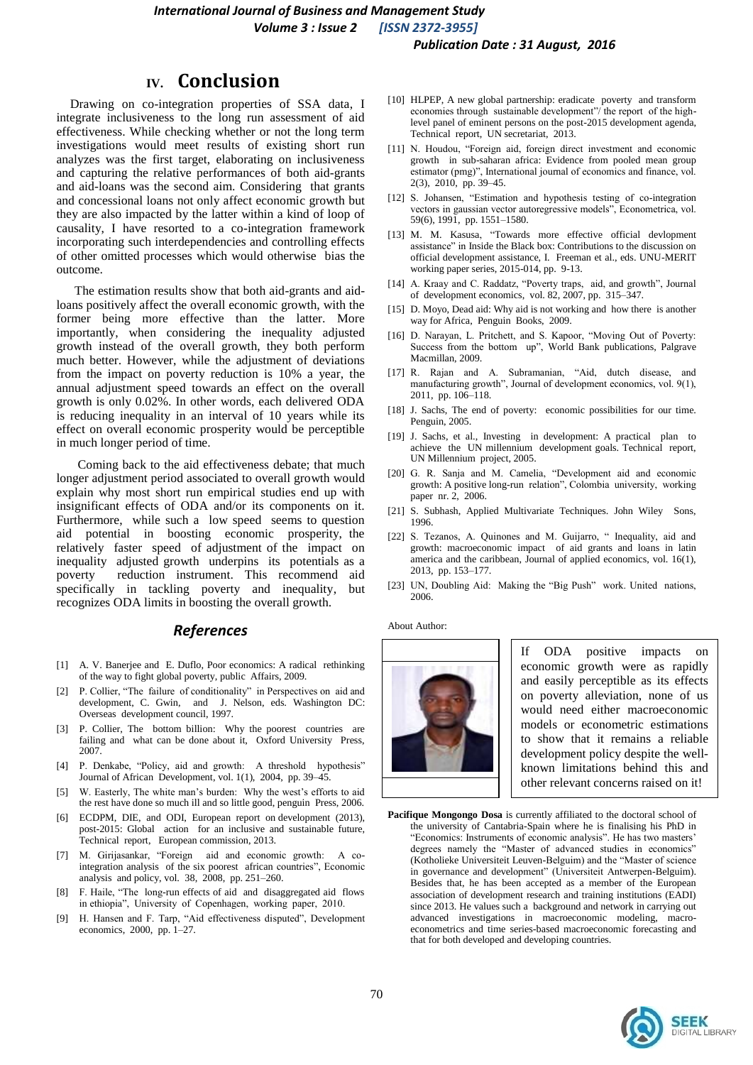## IV. Conclusion

Drawing on co-integration properties of SSA data, I integrate inclusiveness to the long run assessment of aid effectiveness. While checking whether or not the long term investigations would meet results of existing short run analyzes was the first target, elaborating on inclusiveness and capturing the relative performances of both aid-grants and aid-loans was the second aim. Considering that grants and concessional loans not only affect economic growth but they are also impacted by the latter within a kind of loop of causality, I have resorted to a co-integration framework incorporating such interdependencies and controlling effects of other omitted processes which would otherwise bias the outcome.

The estimation results show that both aid-grants and aid-loans positively affect the overall economic growth, with the former being more effective than the latter. More importantly, when considering the inequality adjusted growth instead of the overall growth, they both perform much better. However, while the adjustment of deviations from the impact on poverty reduction is 10% a year, the annual adjustment speed towards an effect on the overall growth is only 0.02%. In other words, each delivered ODA is reducing inequality in an interval of 10 years while its effect on overall economic prosperity would be perceptible in much longer period of time.

Coming back to the aid effectiveness debate; that much longer adjustment period associated to overall growth would explain why most short run empirical studies end up with insignificant effects of ODA and/or its components on it. Furthermore, while such a low speed seems to question aid potential in boosting economic prosperity, the relatively faster speed of adjustment of the impact on inequality adjusted growth underpins its potentials as a poverty reduction instrument. This recommend aid specifically in tackling poverty and inequality, but recognizes ODA limits in boosting the overall growth.

## References

[1] A. V. Banerjee and E. Duflo, Poor economics: A radical rethinking of the way to fight global poverty, public Affairs, 2009.

[2] P. Collier, "The failure of conditionality" in Perspectives on aid and development, C. Gwin, and J. Nelson, eds. Washington DC: Overseas development council, 1997.

[3] P. Collier, The bottom billion: Why the poorest countries are failing and what can be done about it, Oxford University Press, 2007.

[4] P. Denkabe, "Policy, aid and growth: A threshold hypothesis" Journal of African Development, vol. 1(1), 2004, pp. 39–45.

[5] W. Easterly, The white man's burden: Why the west's efforts to aid the rest have done so much ill and so little good, penguin Press, 2006.

[6] ECDPM, DIE, and ODI, European report on development (2013), post-2015: Global action for an inclusive and sustainable future, Technical report, European commission, 2013.

[7] M. Girijasankar, "Foreign aid and economic growth: A co-integration analysis of the six poorest african countries", Economic analysis and policy, vol. 38, 2008, pp. 251–260.

[8] F. Haile, "The long-run effects of aid and disaggregated aid flows in ethiopia", University of Copenhagen, working paper, 2010.

[9] H. Hansen and F. Tarp, "Aid effectiveness disputed", Development economics, 2000, pp. 1–27.

[10] HLPEP, A new global partnership: eradicate poverty and transform economies through sustainable development"/ the report of the high-level panel of eminent persons on the post-2015 development agenda, Technical report, UN secretariat, 2013.

[11] N. Houdou, "Foreign aid, foreign direct investment and economic growth in sub-saharan africa: Evidence from pooled mean group estimator (pmg)", International journal of economics and finance, vol. 2(3), 2010, pp. 39–45.

[12] S. Johansen, "Estimation and hypothesis testing of co-integration vectors in gaussian vector autoregressive models", Econometrica, vol. 59(6), 1991, pp. 1551–1580.

[13] M. M. Kasusa, "Towards more effective official devlopment assistance" in Inside the Black box: Contributions to the discussion on official development assistance, I. Freeman et al., eds. UNU-MERIT working paper series, 2015-014, pp. 9-13.

[14] A. Kraay and C. Raddatz, "Poverty traps, aid, and growth", Journal of development economics, vol. 82, 2007, pp. 315–347.

[15] D. Moyo, Dead aid: Why aid is not working and how there is another way for Africa, Penguin Books, 2009.

[16] D. Narayan, L. Pritchett, and S. Kapoor, "Moving Out of Poverty: Success from the bottom up", World Bank publications, Palgrave Macmillan, 2009.

[17] R. Rajan and A. Subramanian, "Aid, dutch disease, and manufacturing growth", Journal of development economics, vol. 9(1), 2011, pp. 106–118.

[18] J. Sachs, The end of poverty: economic possibilities for our time. Penguin, 2005.

[19] J. Sachs, et al., Investing in development: A practical plan to achieve the UN millennium development goals. Technical report, UN Millennium project, 2005.

[20] G. R. Sanja and M. Camelia, "Development aid and economic growth: A positive long-run relation", Colombia university, working paper nr. 2, 2006.

[21] S. Subhash, Applied Multivariate Techniques. John Wiley Sons, 1996.

[22] S. Tezanos, A. Quinones and M. Guijarro, " Inequality, aid and growth: macroeconomic impact of aid grants and loans in latin america and the caribbean, Journal of applied economics, vol. 16(1), 2013, pp. 153–177.

[23] UN, Doubling Aid: Making the "Big Push" work. United nations, 2006.

About Author:

If ODA positive impacts on economic growth were as rapidly and easily perceptible as its effects on poverty alleviation, none of us would need either macroeconomic models or econometric estimations to show that it remains a reliable development policy despite the well-known limitations behind this and other relevant concerns raised on it!

**Pacifique Mongongo Dosa** is currently affiliated to the doctoral school of the university of Cantabria-Spain where he is finalising his PhD in "Economics: Instruments of economic analysis". He has two masters' degrees namely the "Master of advanced studies in economics" (Katholieke Universiteit Leuven-Belgium) and the "Master of science in governance and development" (Universiteit Antwerpen-Belgium). Besides that, he has been accepted as a member of the European association of development research and training institutions (EADI) since 2013. He values such a background and network in carrying out advanced investigations in macroeconomic modeling, macro-econometrics and time series-based macroeconomic forecasting and that for both developed and developing countries.